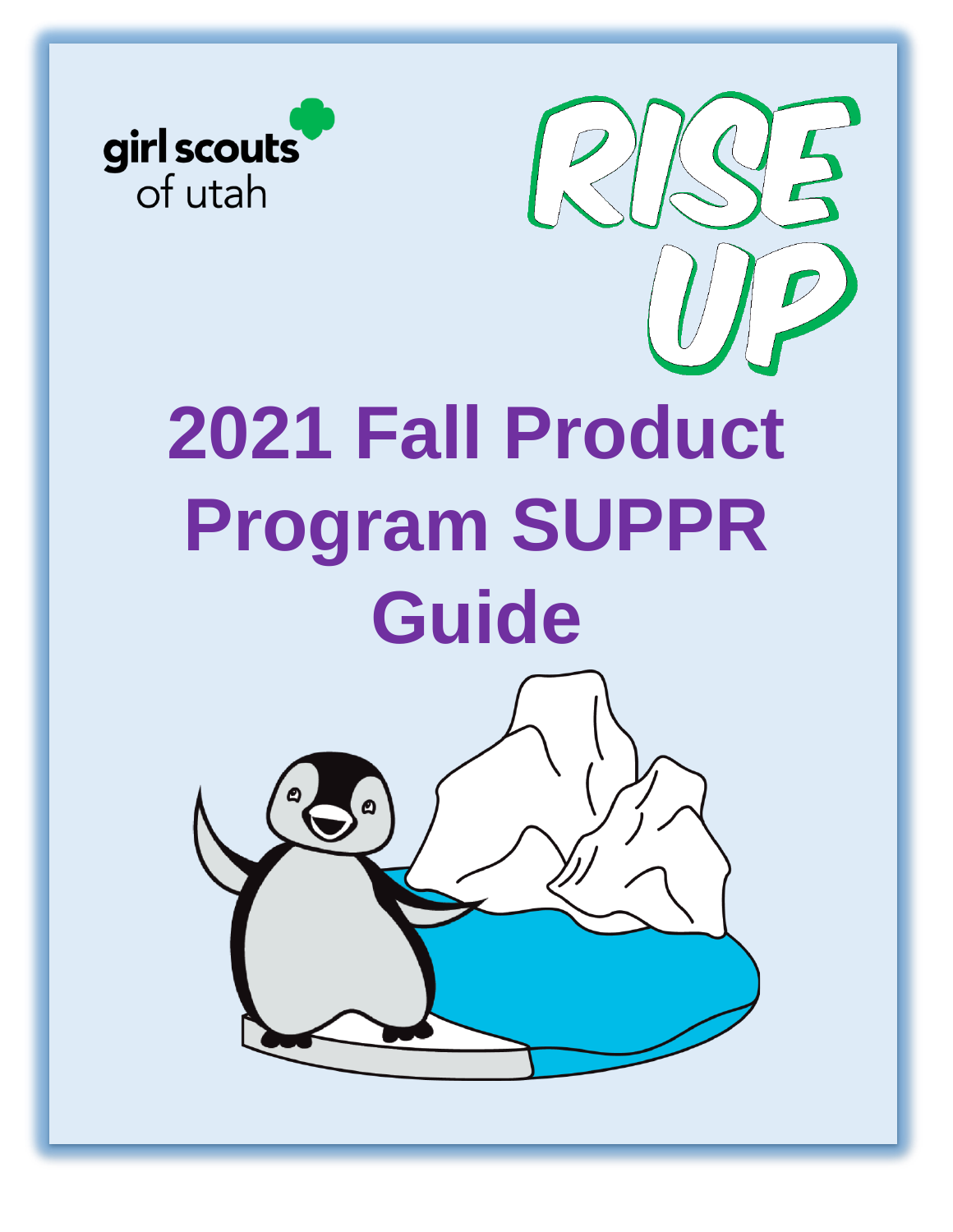girl scouts of utah

RISE UP

# 2021 Fall Product Program SUPPR Guide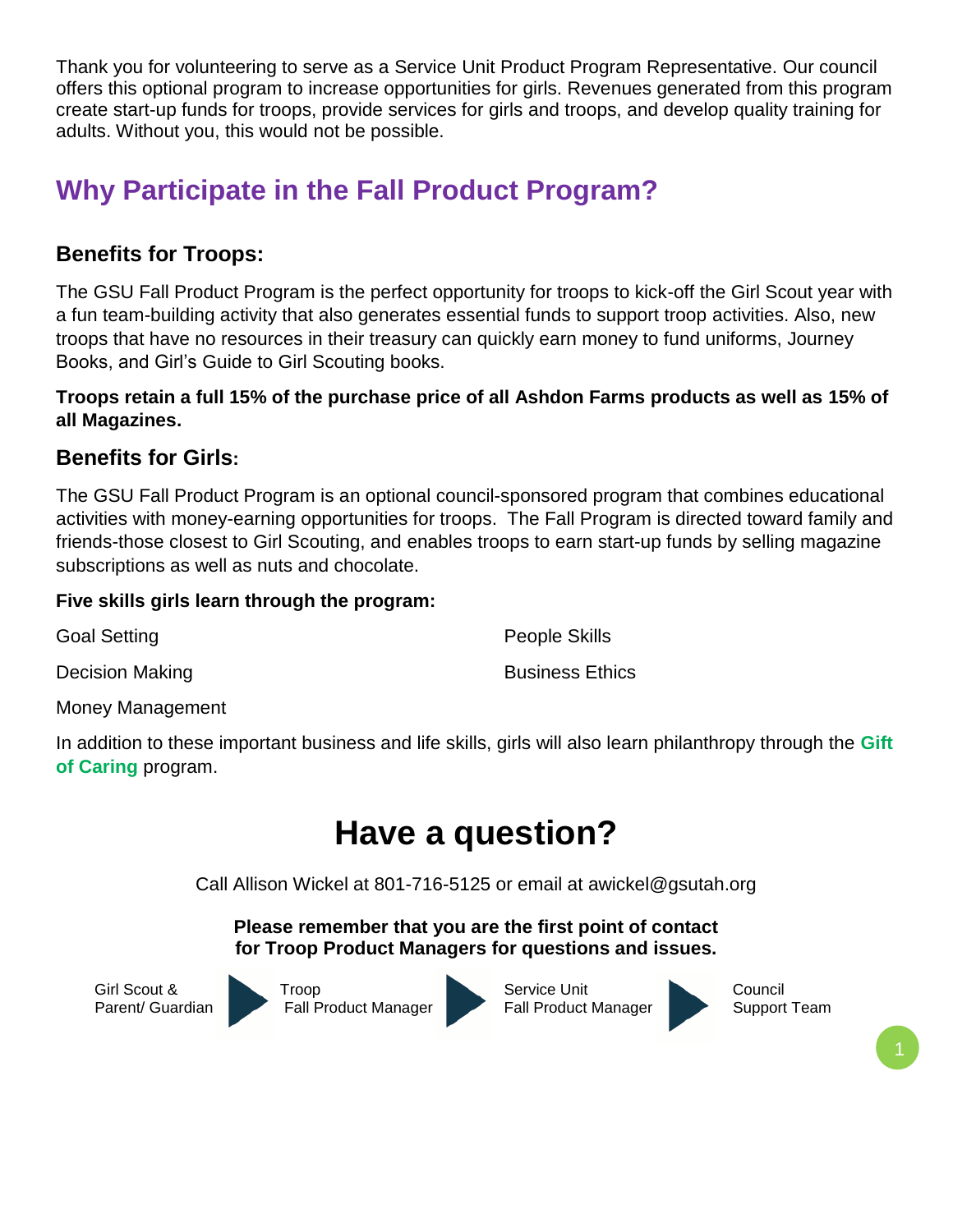Thank you for volunteering to serve as a Service Unit Product Program Representative. Our council offers this optional program to increase opportunities for girls. Revenues generated from this program create start-up funds for troops, provide services for girls and troops, and develop quality training for adults. Without you, this would not be possible.

## Why Participate in the Fall Product Program?

### Benefits for Troops:

The GSU Fall Product Program is the perfect opportunity for troops to kick-off the Girl Scout year with a fun team-building activity that also generates essential funds to support troop activities. Also, new troops that have no resources in their treasury can quickly earn money to fund uniforms, Journey Books, and Girl's Guide to Girl Scouting books.

**Troops retain a full 15% of the purchase price of all Ashdon Farms products as well as 15% of all Magazines.**

### Benefits for Girls:

The GSU Fall Product Program is an optional council-sponsored program that combines educational activities with money-earning opportunities for troops. The Fall Program is directed toward family and friends-those closest to Girl Scouting, and enables troops to earn start-up funds by selling magazine subscriptions as well as nuts and chocolate.

**Five skills girls learn through the program:**

- Goal Setting
- Decision Making
- Money Management
- People Skills
- Business Ethics

In addition to these important business and life skills, girls will also learn philanthropy through the **Gift of Caring** program.

# Have a question?

Call Allison Wickel at 801-716-5125 or email at awickel@gsutah.org

**Please remember that you are the first point of contact for Troop Product Managers for questions and issues.**

Girl Scout & Parent/ Guardian → Troop Fall Product Manager → Service Unit Fall Product Manager → Council Support Team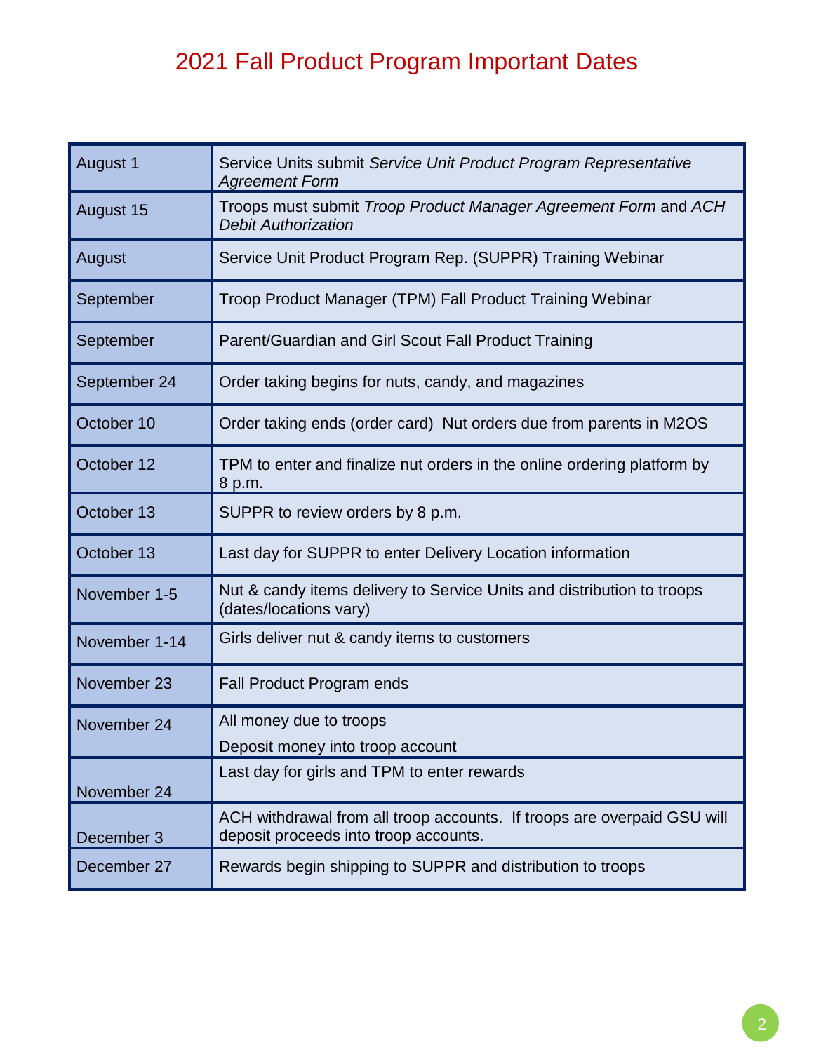# 2021 Fall Product Program Important Dates

| Date | Event |
|---|---|
| August 1 | Service Units submit *Service Unit Product Program Representative Agreement Form* |
| August 15 | Troops must submit *Troop Product Manager Agreement Form* and *ACH Debit Authorization* |
| August | Service Unit Product Program Rep. (SUPPR) Training Webinar |
| September | Troop Product Manager (TPM) Fall Product Training Webinar |
| September | Parent/Guardian and Girl Scout Fall Product Training |
| September 24 | Order taking begins for nuts, candy, and magazines |
| October 10 | Order taking ends (order card) Nut orders due from parents in M2OS |
| October 12 | TPM to enter and finalize nut orders in the online ordering platform by 8 p.m. |
| October 13 | SUPPR to review orders by 8 p.m. |
| October 13 | Last day for SUPPR to enter Delivery Location information |
| November 1-5 | Nut & candy items delivery to Service Units and distribution to troops (dates/locations vary) |
| November 1-14 | Girls deliver nut & candy items to customers |
| November 23 | Fall Product Program ends |
| November 24 | All money due to troops<br>Deposit money into troop account |
| November 24 | Last day for girls and TPM to enter rewards |
| December 3 | ACH withdrawal from all troop accounts. If troops are overpaid GSU will deposit proceeds into troop accounts. |
| December 27 | Rewards begin shipping to SUPPR and distribution to troops |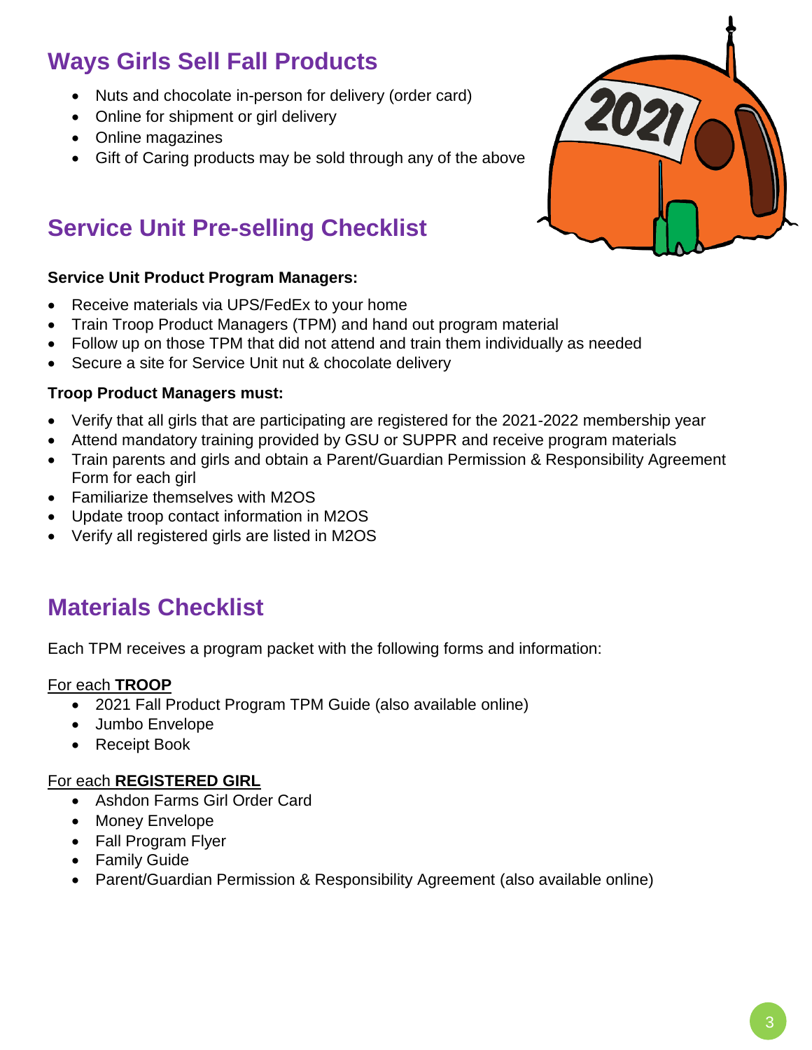## Ways Girls Sell Fall Products

- Nuts and chocolate in-person for delivery (order card)
- Online for shipment or girl delivery
- Online magazines
- Gift of Caring products may be sold through any of the above

## Service Unit Pre-selling Checklist

**Service Unit Product Program Managers:**

- Receive materials via UPS/FedEx to your home
- Train Troop Product Managers (TPM) and hand out program material
- Follow up on those TPM that did not attend and train them individually as needed
- Secure a site for Service Unit nut & chocolate delivery

**Troop Product Managers must:**

- Verify that all girls that are participating are registered for the 2021-2022 membership year
- Attend mandatory training provided by GSU or SUPPR and receive program materials
- Train parents and girls and obtain a Parent/Guardian Permission & Responsibility Agreement Form for each girl
- Familiarize themselves with M2OS
- Update troop contact information in M2OS
- Verify all registered girls are listed in M2OS

## Materials Checklist

Each TPM receives a program packet with the following forms and information:

For each **TROOP**

- 2021 Fall Product Program TPM Guide (also available online)
- Jumbo Envelope
- Receipt Book

For each **REGISTERED GIRL**

- Ashdon Farms Girl Order Card
- Money Envelope
- Fall Program Flyer
- Family Guide
- Parent/Guardian Permission & Responsibility Agreement (also available online)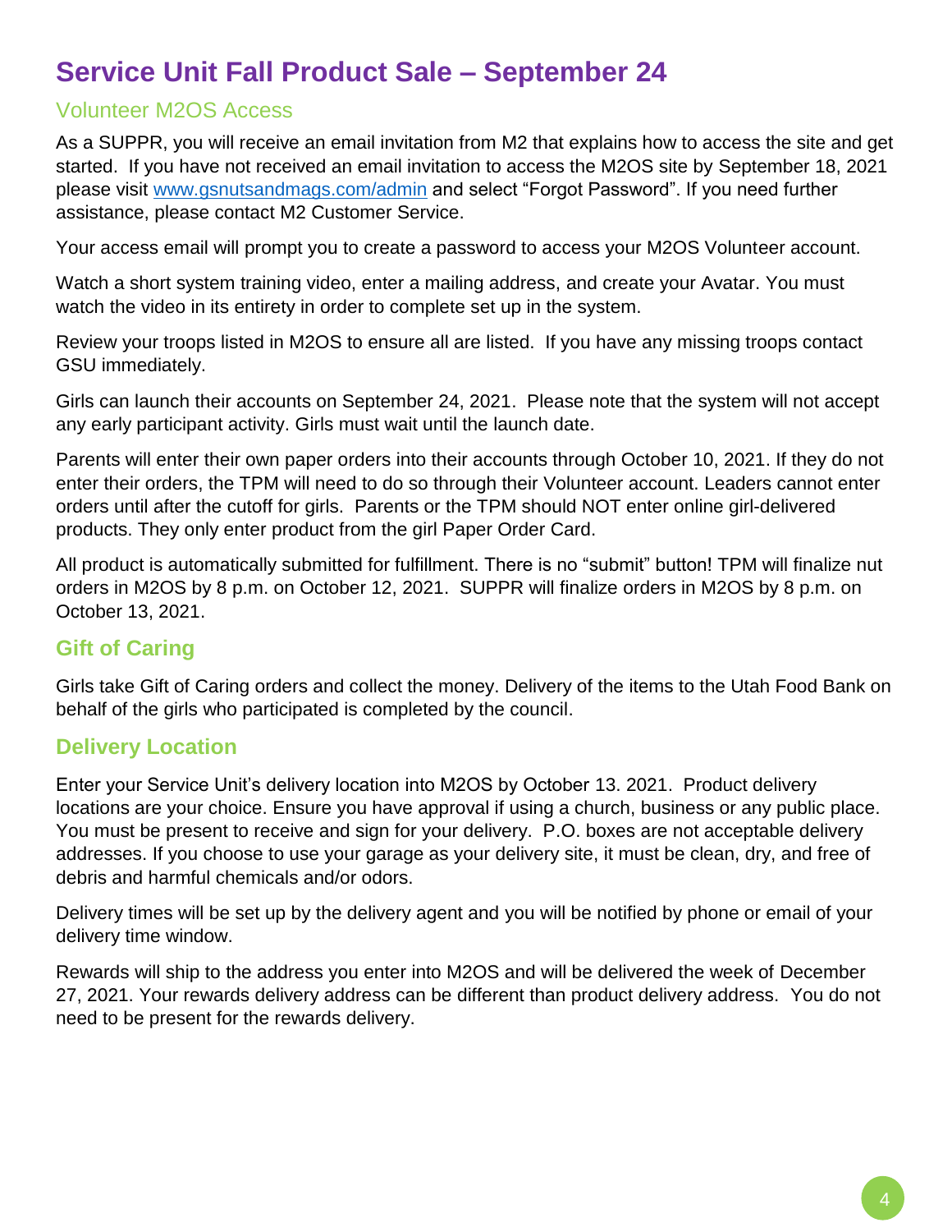# Service Unit Fall Product Sale – September 24

## Volunteer M2OS Access

As a SUPPR, you will receive an email invitation from M2 that explains how to access the site and get started. If you have not received an email invitation to access the M2OS site by September 18, 2021 please visit [www.gsnutsandmags.com/admin](http://www.gsnutsandmags.com/admin) and select "Forgot Password". If you need further assistance, please contact M2 Customer Service.

Your access email will prompt you to create a password to access your M2OS Volunteer account.

Watch a short system training video, enter a mailing address, and create your Avatar. You must watch the video in its entirety in order to complete set up in the system.

Review your troops listed in M2OS to ensure all are listed. If you have any missing troops contact GSU immediately.

Girls can launch their accounts on September 24, 2021. Please note that the system will not accept any early participant activity. Girls must wait until the launch date.

Parents will enter their own paper orders into their accounts through October 10, 2021. If they do not enter their orders, the TPM will need to do so through their Volunteer account. Leaders cannot enter orders until after the cutoff for girls. Parents or the TPM should NOT enter online girl-delivered products. They only enter product from the girl Paper Order Card.

All product is automatically submitted for fulfillment. There is no "submit" button! TPM will finalize nut orders in M2OS by 8 p.m. on October 12, 2021. SUPPR will finalize orders in M2OS by 8 p.m. on October 13, 2021.

## Gift of Caring

Girls take Gift of Caring orders and collect the money. Delivery of the items to the Utah Food Bank on behalf of the girls who participated is completed by the council.

## Delivery Location

Enter your Service Unit's delivery location into M2OS by October 13. 2021. Product delivery locations are your choice. Ensure you have approval if using a church, business or any public place. You must be present to receive and sign for your delivery. P.O. boxes are not acceptable delivery addresses. If you choose to use your garage as your delivery site, it must be clean, dry, and free of debris and harmful chemicals and/or odors.

Delivery times will be set up by the delivery agent and you will be notified by phone or email of your delivery time window.

Rewards will ship to the address you enter into M2OS and will be delivered the week of December 27, 2021. Your rewards delivery address can be different than product delivery address. You do not need to be present for the rewards delivery.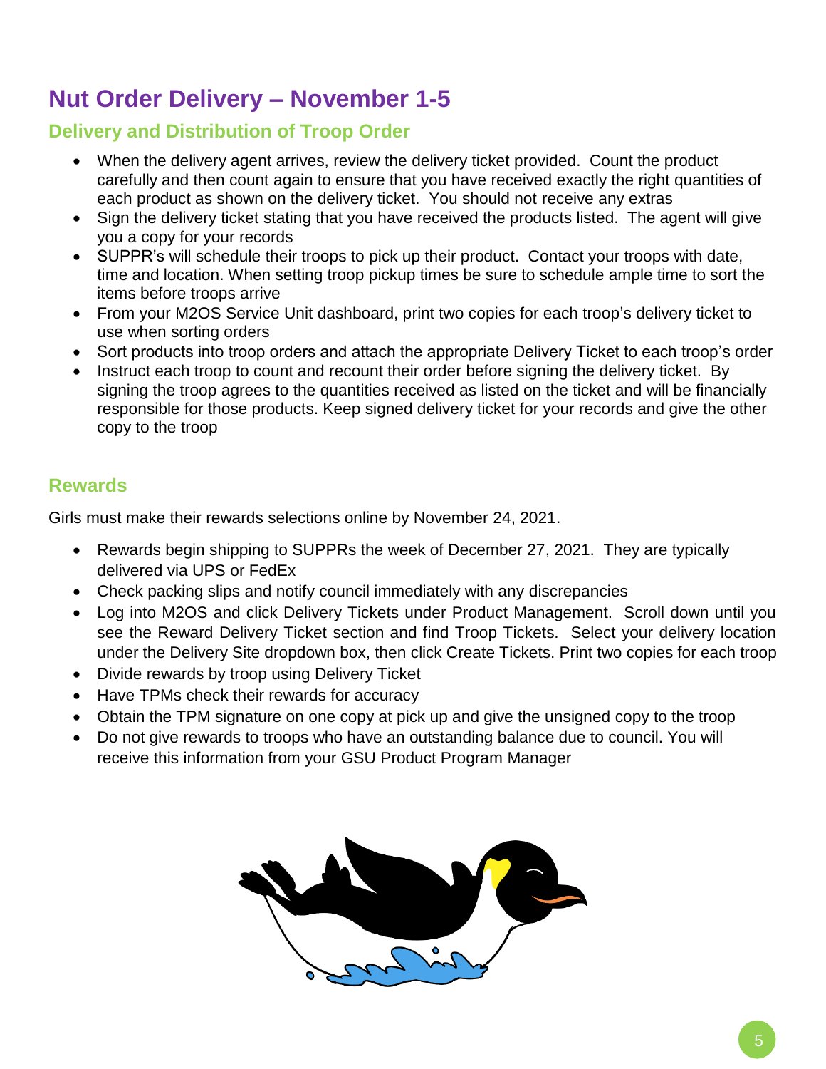# Nut Order Delivery – November 1-5

## Delivery and Distribution of Troop Order

- When the delivery agent arrives, review the delivery ticket provided. Count the product carefully and then count again to ensure that you have received exactly the right quantities of each product as shown on the delivery ticket. You should not receive any extras
- Sign the delivery ticket stating that you have received the products listed. The agent will give you a copy for your records
- SUPPR's will schedule their troops to pick up their product. Contact your troops with date, time and location. When setting troop pickup times be sure to schedule ample time to sort the items before troops arrive
- From your M2OS Service Unit dashboard, print two copies for each troop's delivery ticket to use when sorting orders
- Sort products into troop orders and attach the appropriate Delivery Ticket to each troop's order
- Instruct each troop to count and recount their order before signing the delivery ticket. By signing the troop agrees to the quantities received as listed on the ticket and will be financially responsible for those products. Keep signed delivery ticket for your records and give the other copy to the troop

## Rewards

Girls must make their rewards selections online by November 24, 2021.

- Rewards begin shipping to SUPPRs the week of December 27, 2021. They are typically delivered via UPS or FedEx
- Check packing slips and notify council immediately with any discrepancies
- Log into M2OS and click Delivery Tickets under Product Management. Scroll down until you see the Reward Delivery Ticket section and find Troop Tickets. Select your delivery location under the Delivery Site dropdown box, then click Create Tickets. Print two copies for each troop
- Divide rewards by troop using Delivery Ticket
- Have TPMs check their rewards for accuracy
- Obtain the TPM signature on one copy at pick up and give the unsigned copy to the troop
- Do not give rewards to troops who have an outstanding balance due to council. You will receive this information from your GSU Product Program Manager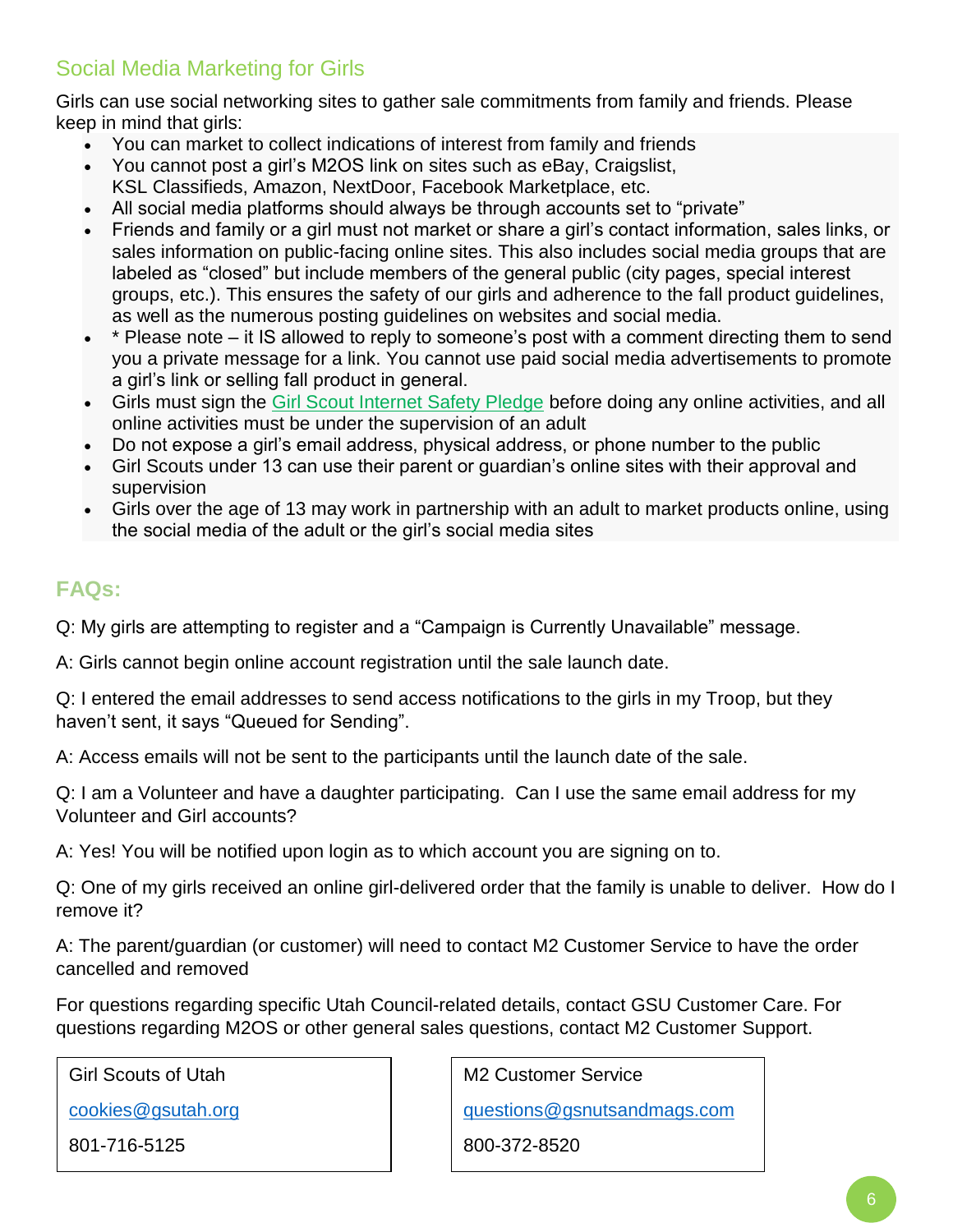## Social Media Marketing for Girls

Girls can use social networking sites to gather sale commitments from family and friends. Please keep in mind that girls:

- You can market to collect indications of interest from family and friends
- You cannot post a girl's M2OS link on sites such as eBay, Craigslist, KSL Classifieds, Amazon, NextDoor, Facebook Marketplace, etc.
- All social media platforms should always be through accounts set to "private"
- Friends and family or a girl must not market or share a girl's contact information, sales links, or sales information on public-facing online sites. This also includes social media groups that are labeled as "closed" but include members of the general public (city pages, special interest groups, etc.). This ensures the safety of our girls and adherence to the fall product guidelines, as well as the numerous posting guidelines on websites and social media.
- * Please note – it IS allowed to reply to someone's post with a comment directing them to send you a private message for a link. You cannot use paid social media advertisements to promote a girl's link or selling fall product in general.
- Girls must sign the Girl Scout Internet Safety Pledge before doing any online activities, and all online activities must be under the supervision of an adult
- Do not expose a girl's email address, physical address, or phone number to the public
- Girl Scouts under 13 can use their parent or guardian's online sites with their approval and supervision
- Girls over the age of 13 may work in partnership with an adult to market products online, using the social media of the adult or the girl's social media sites

## FAQs:

Q: My girls are attempting to register and a "Campaign is Currently Unavailable" message.

A: Girls cannot begin online account registration until the sale launch date.

Q: I entered the email addresses to send access notifications to the girls in my Troop, but they haven't sent, it says "Queued for Sending".

A: Access emails will not be sent to the participants until the launch date of the sale.

Q: I am a Volunteer and have a daughter participating. Can I use the same email address for my Volunteer and Girl accounts?

A: Yes! You will be notified upon login as to which account you are signing on to.

Q: One of my girls received an online girl-delivered order that the family is unable to deliver. How do I remove it?

A: The parent/guardian (or customer) will need to contact M2 Customer Service to have the order cancelled and removed

For questions regarding specific Utah Council-related details, contact GSU Customer Care. For questions regarding M2OS or other general sales questions, contact M2 Customer Support.

Girl Scouts of Utah
cookies@gsutah.org
801-716-5125

M2 Customer Service
questions@gsnutsandmags.com
800-372-8520